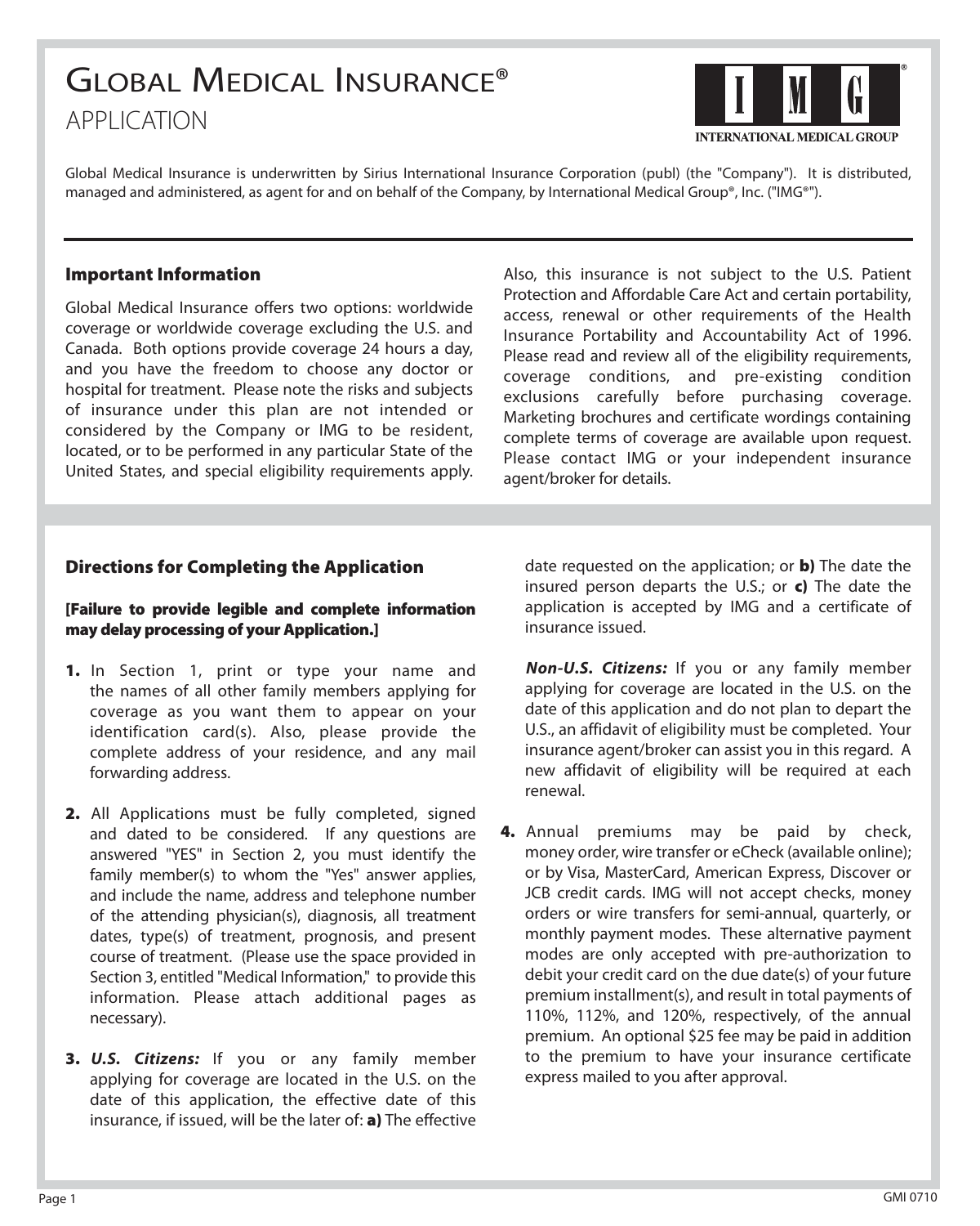# Global Medical Insurance®

## APPLICATION

INTERNATIONAL MEDICAL GROUP

Global Medical Insurance is underwritten by Sirius International Insurance Corporation (publ) (the "Company"). It is distributed, managed and administered, as agent for and on behalf of the Company, by International Medical Group®, Inc. ("IMG®").

### Important Information

Global Medical Insurance offers two options: worldwide coverage or worldwide coverage excluding the U.S. and Canada. Both options provide coverage 24 hours a day, and you have the freedom to choose any doctor or hospital for treatment. Please note the risks and subjects of insurance under this plan are not intended or considered by the Company or IMG to be resident, located, or to be performed in any particular State of the United States, and special eligibility requirements apply. Also, this insurance is not subject to the U.S. Patient Protection and Affordable Care Act and certain portability, access, renewal or other requirements of the Health Insurance Portability and Accountability Act of 1996. Please read and review all of the eligibility requirements, coverage conditions, and pre-existing condition exclusions carefully before purchasing coverage. Marketing brochures and certificate wordings containing complete terms of coverage are available upon request. Please contact IMG or your independent insurance agent/broker for details.

### Directions for Completing the Application

**[Failure to provide legible and complete information may delay processing of your Application.]**

**1.** In Section 1, print or type your name and the names of all other family members applying for coverage as you want them to appear on your identification card(s). Also, please provide the complete address of your residence, and any mail forwarding address.

**2.** All Applications must be fully completed, signed and dated to be considered. If any questions are answered "YES" in Section 2, you must identify the family member(s) to whom the "Yes" answer applies, and include the name, address and telephone number of the attending physician(s), diagnosis, all treatment dates, type(s) of treatment, prognosis, and present course of treatment. (Please use the space provided in Section 3, entitled "Medical Information," to provide this information. Please attach additional pages as necessary).

**3.** ***U.S. Citizens:*** If you or any family member applying for coverage are located in the U.S. on the date of this application, the effective date of this insurance, if issued, will be the later of: **a)** The effective date requested on the application; or **b)** The date the insured person departs the U.S.; or **c)** The date the application is accepted by IMG and a certificate of insurance issued.

***Non-U.S. Citizens:*** If you or any family member applying for coverage are located in the U.S. on the date of this application and do not plan to depart the U.S., an affidavit of eligibility must be completed. Your insurance agent/broker can assist you in this regard. A new affidavit of eligibility will be required at each renewal.

**4.** Annual premiums may be paid by check, money order, wire transfer or eCheck (available online); or by Visa, MasterCard, American Express, Discover or JCB credit cards. IMG will not accept checks, money orders or wire transfers for semi-annual, quarterly, or monthly payment modes. These alternative payment modes are only accepted with pre-authorization to debit your credit card on the due date(s) of your future premium installment(s), and result in total payments of 110%, 112%, and 120%, respectively, of the annual premium. An optional $25 fee may be paid in addition to the premium to have your insurance certificate express mailed to you after approval.

GMI 0710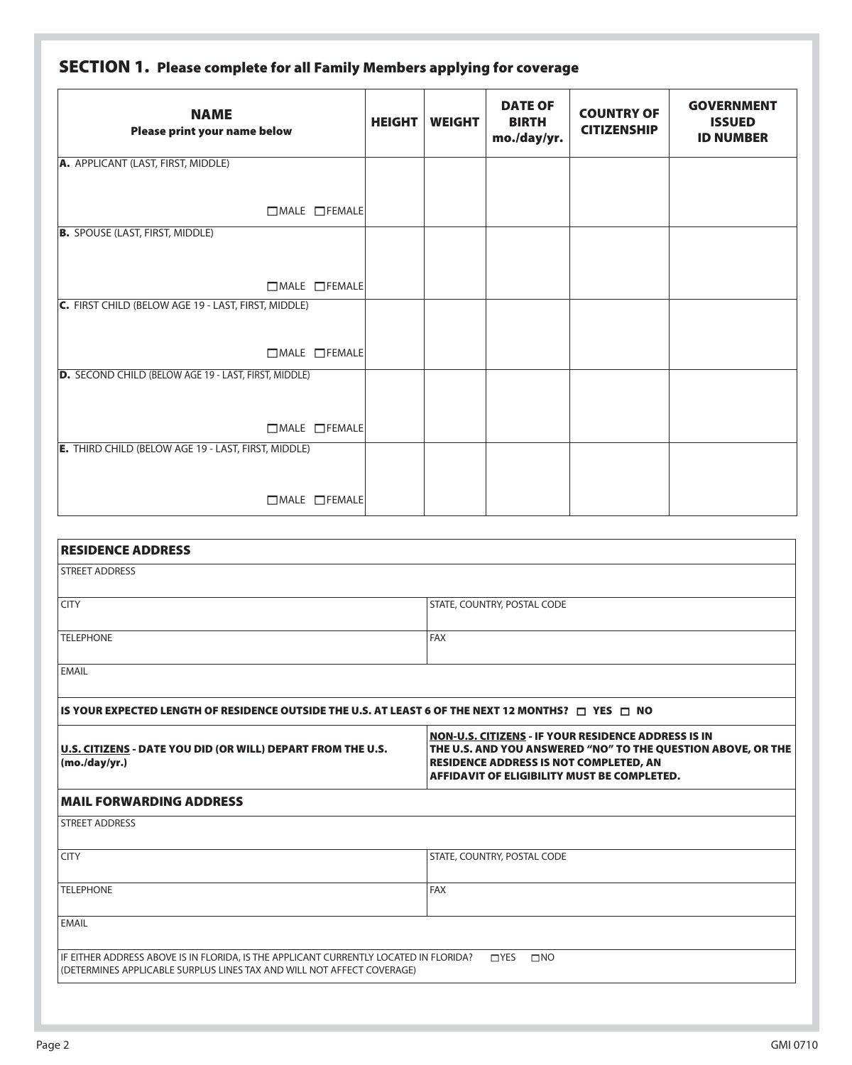## SECTION 1. Please complete for all Family Members applying for coverage

| NAME<br>Please print your name below | HEIGHT | WEIGHT | DATE OF BIRTH mo./day/yr. | COUNTRY OF CITIZENSHIP | GOVERNMENT ISSUED ID NUMBER |
|---|---|---|---|---|---|
| **A.** APPLICANT (LAST, FIRST, MIDDLE)<br>☐MALE ☐FEMALE | | | | | |
| **B.** SPOUSE (LAST, FIRST, MIDDLE)<br>☐MALE ☐FEMALE | | | | | |
| **C.** FIRST CHILD (BELOW AGE 19 - LAST, FIRST, MIDDLE)<br>☐MALE ☐FEMALE | | | | | |
| **D.** SECOND CHILD (BELOW AGE 19 - LAST, FIRST, MIDDLE)<br>☐MALE ☐FEMALE | | | | | |
| **E.** THIRD CHILD (BELOW AGE 19 - LAST, FIRST, MIDDLE)<br>☐MALE ☐FEMALE | | | | | |

### RESIDENCE ADDRESS

| | |
|---|---|
| STREET ADDRESS | |
| CITY | STATE, COUNTRY, POSTAL CODE |
| TELEPHONE | FAX |
| EMAIL | |

**IS YOUR EXPECTED LENGTH OF RESIDENCE OUTSIDE THE U.S. AT LEAST 6 OF THE NEXT 12 MONTHS? ☐ YES ☐ NO**

| | |
|---|---|
| **U.S. CITIZENS - DATE YOU DID (OR WILL) DEPART FROM THE U.S. (mo./day/yr.)** | **NON-U.S. CITIZENS - IF YOUR RESIDENCE ADDRESS IS IN THE U.S. AND YOU ANSWERED "NO" TO THE QUESTION ABOVE, OR THE RESIDENCE ADDRESS IS NOT COMPLETED, AN AFFIDAVIT OF ELIGIBILITY MUST BE COMPLETED.** |

### MAIL FORWARDING ADDRESS

| | |
|---|---|
| STREET ADDRESS | |
| CITY | STATE, COUNTRY, POSTAL CODE |
| TELEPHONE | FAX |
| EMAIL | |

IF EITHER ADDRESS ABOVE IS IN FLORIDA, IS THE APPLICANT CURRENTLY LOCATED IN FLORIDA? ☐YES ☐NO
(DETERMINES APPLICABLE SURPLUS LINES TAX AND WILL NOT AFFECT COVERAGE)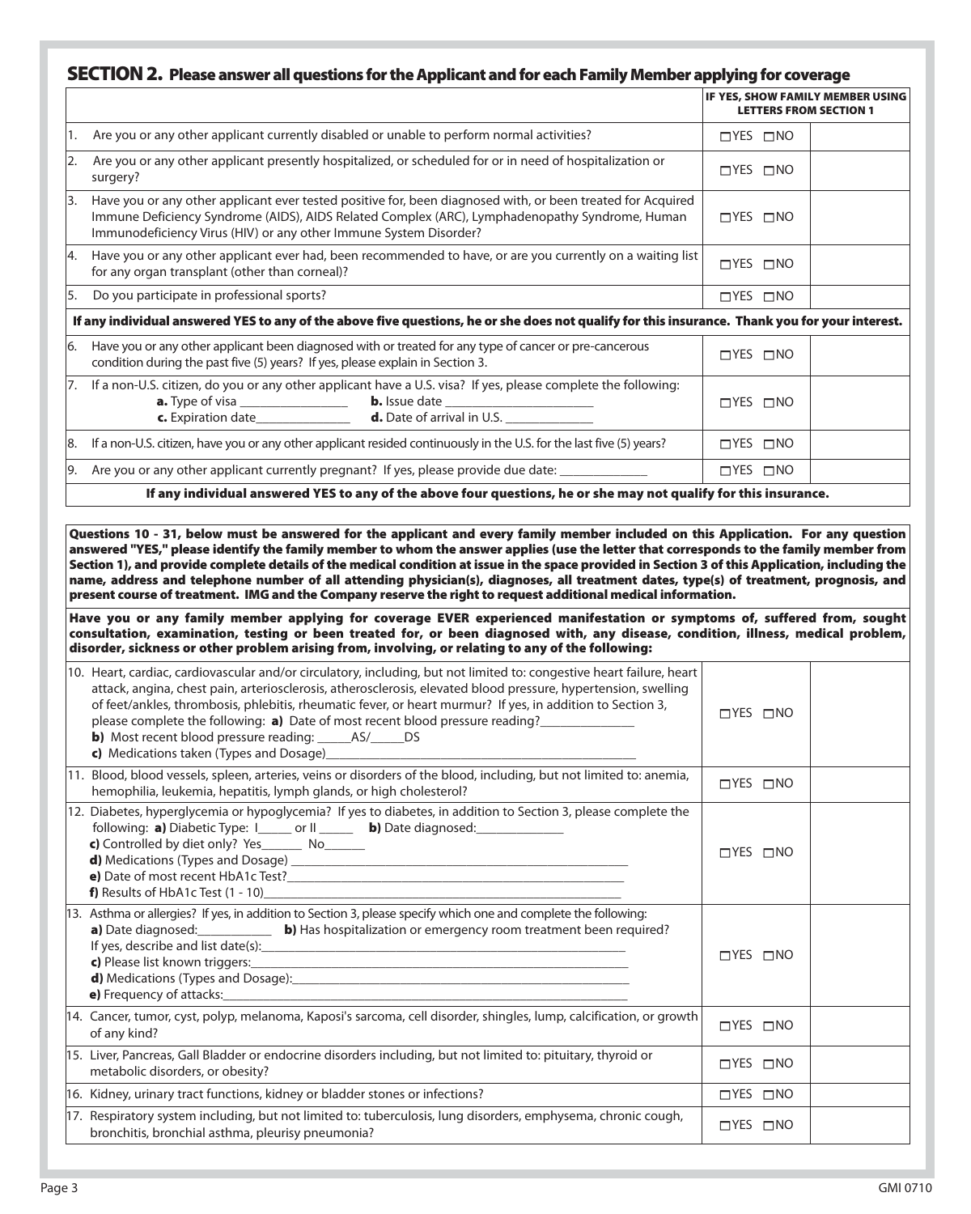## SECTION 2. Please answer all questions for the Applicant and for each Family Member applying for coverage

| | | IF YES, SHOW FAMILY MEMBER USING LETTERS FROM SECTION 1 |
|---|---|---|
| 1. Are you or any other applicant currently disabled or unable to perform normal activities? | ☐YES ☐NO | |
| 2. Are you or any other applicant presently hospitalized, or scheduled for or in need of hospitalization or surgery? | ☐YES ☐NO | |
| 3. Have you or any other applicant ever tested positive for, been diagnosed with, or been treated for Acquired Immune Deficiency Syndrome (AIDS), AIDS Related Complex (ARC), Lymphadenopathy Syndrome, Human Immunodeficiency Virus (HIV) or any other Immune System Disorder? | ☐YES ☐NO | |
| 4. Have you or any other applicant ever had, been recommended to have, or are you currently on a waiting list for any organ transplant (other than corneal)? | ☐YES ☐NO | |
| 5. Do you participate in professional sports? | ☐YES ☐NO | |
| **If any individual answered YES to any of the above five questions, he or she does not qualify for this insurance. Thank you for your interest.** | | |
| 6. Have you or any other applicant been diagnosed with or treated for any type of cancer or pre-cancerous condition during the past five (5) years? If yes, please explain in Section 3. | ☐YES ☐NO | |
| 7. If a non-U.S. citizen, do you or any other applicant have a U.S. visa? If yes, please complete the following: **a.** Type of visa ________________ **b.** Issue date ______________________ **c.** Expiration date______________ **d.** Date of arrival in U.S. _____________ | ☐YES ☐NO | |
| 8. If a non-U.S. citizen, have you or any other applicant resided continuously in the U.S. for the last five (5) years? | ☐YES ☐NO | |
| 9. Are you or any other applicant currently pregnant? If yes, please provide due date: _____________ | ☐YES ☐NO | |
| **If any individual answered YES to any of the above four questions, he or she may not qualify for this insurance.** | | |

**Questions 10 - 31, below must be answered for the applicant and every family member included on this Application. For any question answered "YES," please identify the family member to whom the answer applies (use the letter that corresponds to the family member from Section 1), and provide complete details of the medical condition at issue in the space provided in Section 3 of this Application, including the name, address and telephone number of all attending physician(s), diagnoses, all treatment dates, type(s) of treatment, prognosis, and present course of treatment. IMG and the Company reserve the right to request additional medical information.**

**Have you or any family member applying for coverage EVER experienced manifestation or symptoms of, suffered from, sought consultation, examination, testing or been treated for, or been diagnosed with, any disease, condition, illness, medical problem, disorder, sickness or other problem arising from, involving, or relating to any of the following:**

| | | |
|---|---|---|
| 10. Heart, cardiac, cardiovascular and/or circulatory, including, but not limited to: congestive heart failure, heart attack, angina, chest pain, arteriosclerosis, atherosclerosis, elevated blood pressure, hypertension, swelling of feet/ankles, thrombosis, phlebitis, rheumatic fever, or heart murmur? If yes, in addition to Section 3, please complete the following: **a)** Date of most recent blood pressure reading?_____________ **b)** Most recent blood pressure reading: _____AS/_____DS **c)** Medications taken (Types and Dosage)_______________________________________________ | ☐YES ☐NO | |
| 11. Blood, blood vessels, spleen, arteries, veins or disorders of the blood, including, but not limited to: anemia, hemophilia, leukemia, hepatitis, lymph glands, or high cholesterol? | ☐YES ☐NO | |
| 12. Diabetes, hyperglycemia or hypoglycemia? If yes to diabetes, in addition to Section 3, please complete the following: **a)** Diabetic Type: I_____ or II _____ **b)** Date diagnosed:_____________ **c)** Controlled by diet only? Yes______ No______ **d)** Medications (Types and Dosage) ______________________________________________ **e)** Date of most recent HbA1c Test?_____________________________________________ **f)** Results of HbA1c Test (1 - 10)_______________________________________________ | ☐YES ☐NO | |
| 13. Asthma or allergies? If yes, in addition to Section 3, please specify which one and complete the following: **a)** Date diagnosed:__________ **b)** Has hospitalization or emergency room treatment been required? If yes, describe and list date(s):____________________________________________ **c)** Please list known triggers:_____________________________________________ **d)** Medications (Types and Dosage):________________________________________ **e)** Frequency of attacks:_________________________________________________ | ☐YES ☐NO | |
| 14. Cancer, tumor, cyst, polyp, melanoma, Kaposi's sarcoma, cell disorder, shingles, lump, calcification, or growth of any kind? | ☐YES ☐NO | |
| 15. Liver, Pancreas, Gall Bladder or endocrine disorders including, but not limited to: pituitary, thyroid or metabolic disorders, or obesity? | ☐YES ☐NO | |
| 16. Kidney, urinary tract functions, kidney or bladder stones or infections? | ☐YES ☐NO | |
| 17. Respiratory system including, but not limited to: tuberculosis, lung disorders, emphysema, chronic cough, bronchitis, bronchial asthma, pleurisy pneumonia? | ☐YES ☐NO | |

GMI 0710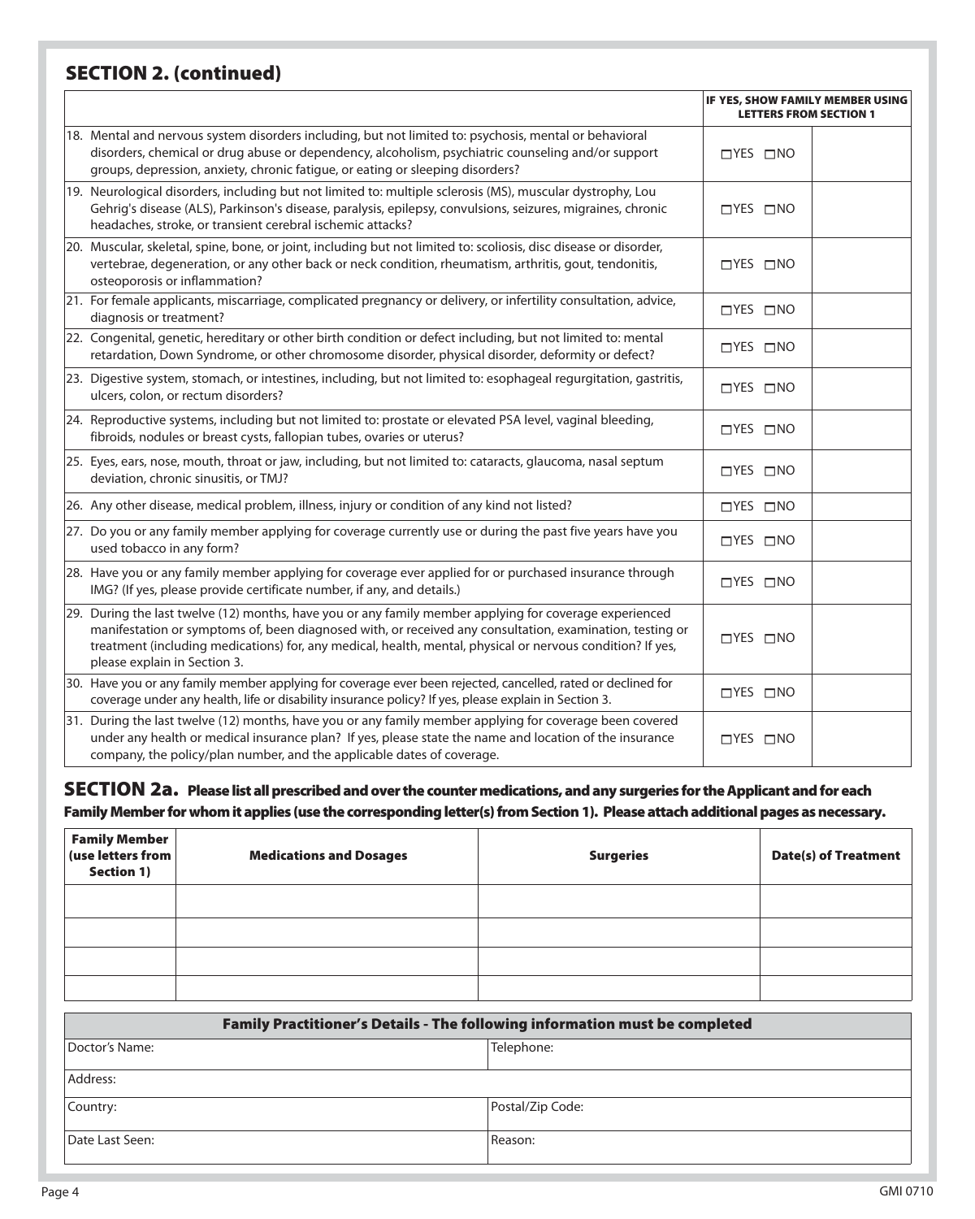## SECTION 2. (continued)

| | | IF YES, SHOW FAMILY MEMBER USING LETTERS FROM SECTION 1 |
|---|---|---|
| 18. Mental and nervous system disorders including, but not limited to: psychosis, mental or behavioral disorders, chemical or drug abuse or dependency, alcoholism, psychiatric counseling and/or support groups, depression, anxiety, chronic fatigue, or eating or sleeping disorders? | ☐YES ☐NO | |
| 19. Neurological disorders, including but not limited to: multiple sclerosis (MS), muscular dystrophy, Lou Gehrig's disease (ALS), Parkinson's disease, paralysis, epilepsy, convulsions, seizures, migraines, chronic headaches, stroke, or transient cerebral ischemic attacks? | ☐YES ☐NO | |
| 20. Muscular, skeletal, spine, bone, or joint, including but not limited to: scoliosis, disc disease or disorder, vertebrae, degeneration, or any other back or neck condition, rheumatism, arthritis, gout, tendonitis, osteoporosis or inflammation? | ☐YES ☐NO | |
| 21. For female applicants, miscarriage, complicated pregnancy or delivery, or infertility consultation, advice, diagnosis or treatment? | ☐YES ☐NO | |
| 22. Congenital, genetic, hereditary or other birth condition or defect including, but not limited to: mental retardation, Down Syndrome, or other chromosome disorder, physical disorder, deformity or defect? | ☐YES ☐NO | |
| 23. Digestive system, stomach, or intestines, including, but not limited to: esophageal regurgitation, gastritis, ulcers, colon, or rectum disorders? | ☐YES ☐NO | |
| 24. Reproductive systems, including but not limited to: prostate or elevated PSA level, vaginal bleeding, fibroids, nodules or breast cysts, fallopian tubes, ovaries or uterus? | ☐YES ☐NO | |
| 25. Eyes, ears, nose, mouth, throat or jaw, including, but not limited to: cataracts, glaucoma, nasal septum deviation, chronic sinusitis, or TMJ? | ☐YES ☐NO | |
| 26. Any other disease, medical problem, illness, injury or condition of any kind not listed? | ☐YES ☐NO | |
| 27. Do you or any family member applying for coverage currently use or during the past five years have you used tobacco in any form? | ☐YES ☐NO | |
| 28. Have you or any family member applying for coverage ever applied for or purchased insurance through IMG? (If yes, please provide certificate number, if any, and details.) | ☐YES ☐NO | |
| 29. During the last twelve (12) months, have you or any family member applying for coverage experienced manifestation or symptoms of, been diagnosed with, or received any consultation, examination, testing or treatment (including medications) for, any medical, health, mental, physical or nervous condition? If yes, please explain in Section 3. | ☐YES ☐NO | |
| 30. Have you or any family member applying for coverage ever been rejected, cancelled, rated or declined for coverage under any health, life or disability insurance policy? If yes, please explain in Section 3. | ☐YES ☐NO | |
| 31. During the last twelve (12) months, have you or any family member applying for coverage been covered under any health or medical insurance plan? If yes, please state the name and location of the insurance company, the policy/plan number, and the applicable dates of coverage. | ☐YES ☐NO | |

## SECTION 2a. **Please list all prescribed and over the counter medications, and any surgeries for the Applicant and for each Family Member for whom it applies (use the corresponding letter(s) from Section 1). Please attach additional pages as necessary.**

| Family Member (use letters from Section 1) | Medications and Dosages | Surgeries | Date(s) of Treatment |
|---|---|---|---|
| | | | |
| | | | |
| | | | |
| | | | |

| Family Practitioner's Details - The following information must be completed | |
|---|---|
| Doctor's Name: | Telephone: |
| Address: | |
| Country: | Postal/Zip Code: |
| Date Last Seen: | Reason: |

GMI 0710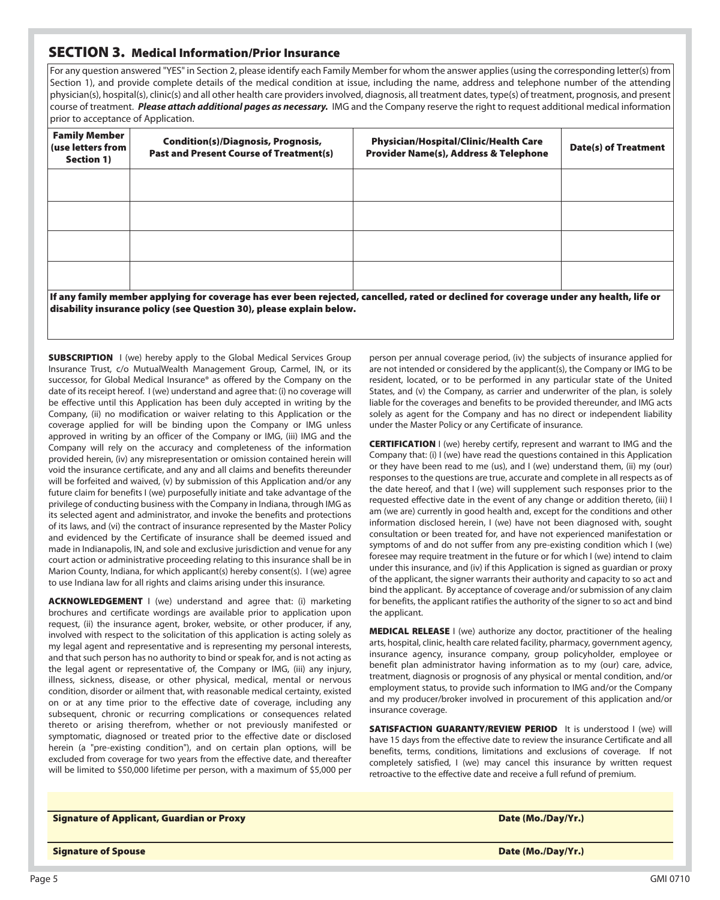## SECTION 3. Medical Information/Prior Insurance

For any question answered "YES" in Section 2, please identify each Family Member for whom the answer applies (using the corresponding letter(s) from Section 1), and provide complete details of the medical condition at issue, including the name, address and telephone number of the attending physician(s), hospital(s), clinic(s) and all other health care providers involved, diagnosis, all treatment dates, type(s) of treatment, prognosis, and present course of treatment. ***Please attach additional pages as necessary.*** IMG and the Company reserve the right to request additional medical information prior to acceptance of Application.

| Family Member (use letters from Section 1) | Condition(s)/Diagnosis, Prognosis, Past and Present Course of Treatment(s) | Physician/Hospital/Clinic/Health Care Provider Name(s), Address & Telephone | Date(s) of Treatment |
|---|---|---|---|
| | | | |
| | | | |
| | | | |
| | | | |

**If any family member applying for coverage has ever been rejected, cancelled, rated or declined for coverage under any health, life or disability insurance policy (see Question 30), please explain below.**

**SUBSCRIPTION** I (we) hereby apply to the Global Medical Services Group Insurance Trust, c/o MutualWealth Management Group, Carmel, IN, or its successor, for Global Medical Insurance® as offered by the Company on the date of its receipt hereof. I (we) understand and agree that: (i) no coverage will be effective until this Application has been duly accepted in writing by the Company, (ii) no modification or waiver relating to this Application or the coverage applied for will be binding upon the Company or IMG unless approved in writing by an officer of the Company or IMG, (iii) IMG and the Company will rely on the accuracy and completeness of the information provided herein, (iv) any misrepresentation or omission contained herein will void the insurance certificate, and any and all claims and benefits thereunder will be forfeited and waived, (v) by submission of this Application and/or any future claim for benefits I (we) purposefully initiate and take advantage of the privilege of conducting business with the Company in Indiana, through IMG as its selected agent and administrator, and invoke the benefits and protections of its laws, and (vi) the contract of insurance represented by the Master Policy and evidenced by the Certificate of insurance shall be deemed issued and made in Indianapolis, IN, and sole and exclusive jurisdiction and venue for any court action or administrative proceeding relating to this insurance shall be in Marion County, Indiana, for which applicant(s) hereby consent(s). I (we) agree to use Indiana law for all rights and claims arising under this insurance.

**ACKNOWLEDGEMENT** I (we) understand and agree that: (i) marketing brochures and certificate wordings are available prior to application upon request, (ii) the insurance agent, broker, website, or other producer, if any, involved with respect to the solicitation of this application is acting solely as my legal agent and representative and is representing my personal interests, and that such person has no authority to bind or speak for, and is not acting as the legal agent or representative of, the Company or IMG, (iii) any injury, illness, sickness, disease, or other physical, medical, mental or nervous condition, disorder or ailment that, with reasonable medical certainty, existed on or at any time prior to the effective date of coverage, including any subsequent, chronic or recurring complications or consequences related thereto or arising therefrom, whether or not previously manifested or symptomatic, diagnosed or treated prior to the effective date or disclosed herein (a "pre-existing condition"), and on certain plan options, will be excluded from coverage for two years from the effective date, and thereafter will be limited to $50,000 lifetime per person, with a maximum of $5,000 per person per annual coverage period, (iv) the subjects of insurance applied for are not intended or considered by the applicant(s), the Company or IMG to be resident, located, or to be performed in any particular state of the United States, and (v) the Company, as carrier and underwriter of the plan, is solely liable for the coverages and benefits to be provided thereunder, and IMG acts solely as agent for the Company and has no direct or independent liability under the Master Policy or any Certificate of insurance.

**CERTIFICATION** I (we) hereby certify, represent and warrant to IMG and the Company that: (i) I (we) have read the questions contained in this Application or they have been read to me (us), and I (we) understand them, (ii) my (our) responses to the questions are true, accurate and complete in all respects as of the date hereof, and that I (we) will supplement such responses prior to the requested effective date in the event of any change or addition thereto, (iii) I am (we are) currently in good health and, except for the conditions and other information disclosed herein, I (we) have not been diagnosed with, sought consultation or been treated for, and have not experienced manifestation or symptoms of and do not suffer from any pre-existing condition which I (we) foresee may require treatment in the future or for which I (we) intend to claim under this insurance, and (iv) if this Application is signed as guardian or proxy of the applicant, the signer warrants their authority and capacity to so act and bind the applicant. By acceptance of coverage and/or submission of any claim for benefits, the applicant ratifies the authority of the signer to so act and bind the applicant.

**MEDICAL RELEASE** I (we) authorize any doctor, practitioner of the healing arts, hospital, clinic, health care related facility, pharmacy, government agency, insurance agency, insurance company, group policyholder, employee or benefit plan administrator having information as to my (our) care, advice, treatment, diagnosis or prognosis of any physical or mental condition, and/or employment status, to provide such information to IMG and/or the Company and my producer/broker involved in procurement of this application and/or insurance coverage.

**SATISFACTION GUARANTY/REVIEW PERIOD** It is understood I (we) will have 15 days from the effective date to review the insurance Certificate and all benefits, terms, conditions, limitations and exclusions of coverage. If not completely satisfied, I (we) may cancel this insurance by written request retroactive to the effective date and receive a full refund of premium.

| **Signature of Applicant, Guardian or Proxy** | **Date (Mo./Day/Yr.)** |
|---|---|
| **Signature of Spouse** | **Date (Mo./Day/Yr.)** |

GMI 0710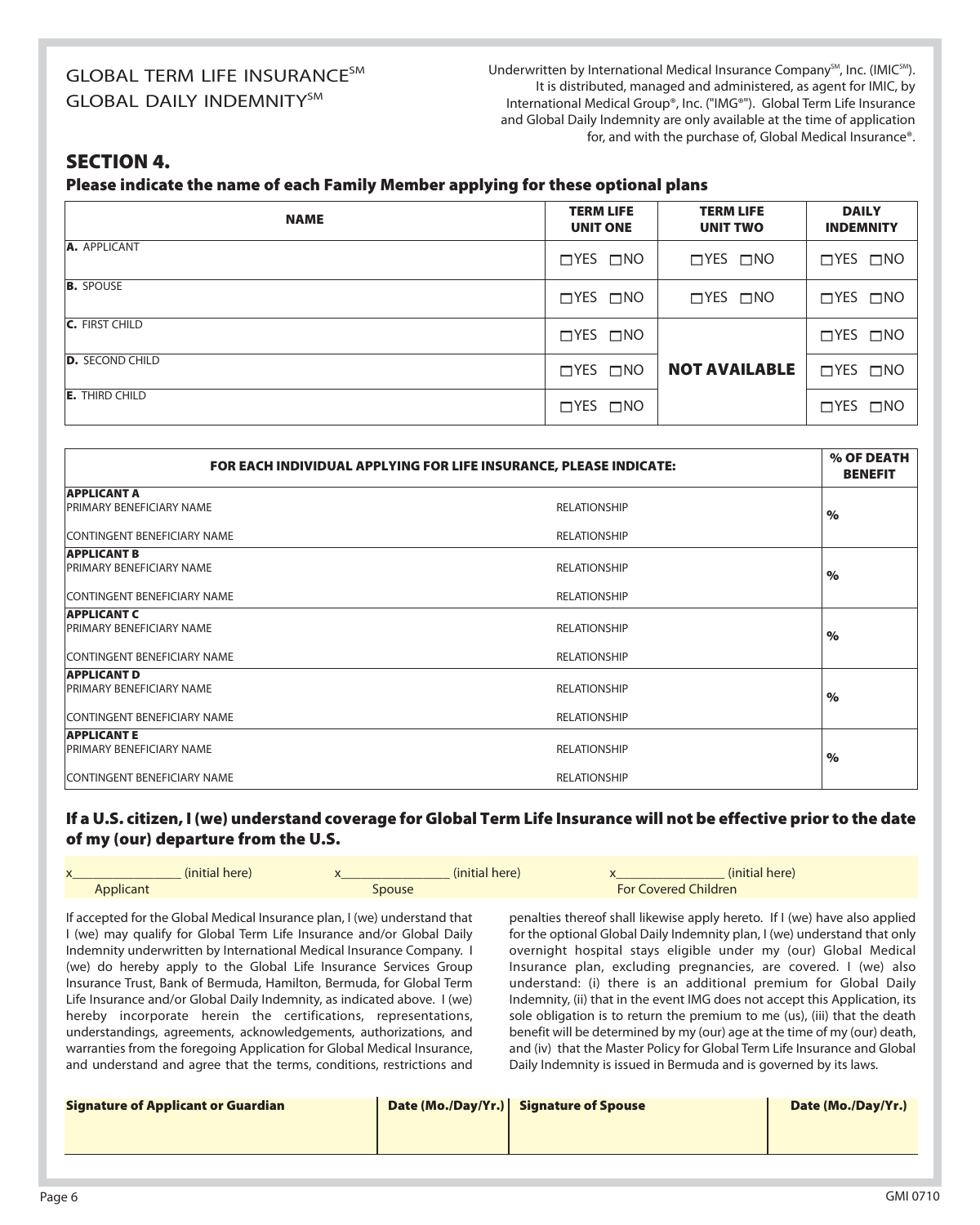GLOBAL TERM LIFE INSURANCE℠
GLOBAL DAILY INDEMNITY℠

Underwritten by International Medical Insurance Company℠, Inc. (IMIC℠). It is distributed, managed and administered, as agent for IMIC, by International Medical Group®, Inc. ("IMG®"). Global Term Life Insurance and Global Daily Indemnity are only available at the time of application for, and with the purchase of, Global Medical Insurance®.

## SECTION 4.

### Please indicate the name of each Family Member applying for these optional plans

| NAME | TERM LIFE UNIT ONE | TERM LIFE UNIT TWO | DAILY INDEMNITY |
|---|---|---|---|
| **A.** APPLICANT | ☐YES ☐NO | ☐YES ☐NO | ☐YES ☐NO |
| **B.** SPOUSE | ☐YES ☐NO | ☐YES ☐NO | ☐YES ☐NO |
| **C.** FIRST CHILD | ☐YES ☐NO | **NOT AVAILABLE** | ☐YES ☐NO |
| **D.** SECOND CHILD | ☐YES ☐NO | | ☐YES ☐NO |
| **E.** THIRD CHILD | ☐YES ☐NO | | ☐YES ☐NO |

| FOR EACH INDIVIDUAL APPLYING FOR LIFE INSURANCE, PLEASE INDICATE: | | % OF DEATH BENEFIT |
|---|---|---|
| **APPLICANT A** | | |
| PRIMARY BENEFICIARY NAME | RELATIONSHIP | % |
| CONTINGENT BENEFICIARY NAME | RELATIONSHIP | |
| **APPLICANT B** | | |
| PRIMARY BENEFICIARY NAME | RELATIONSHIP | % |
| CONTINGENT BENEFICIARY NAME | RELATIONSHIP | |
| **APPLICANT C** | | |
| PRIMARY BENEFICIARY NAME | RELATIONSHIP | % |
| CONTINGENT BENEFICIARY NAME | RELATIONSHIP | |
| **APPLICANT D** | | |
| PRIMARY BENEFICIARY NAME | RELATIONSHIP | % |
| CONTINGENT BENEFICIARY NAME | RELATIONSHIP | |
| **APPLICANT E** | | |
| PRIMARY BENEFICIARY NAME | RELATIONSHIP | % |
| CONTINGENT BENEFICIARY NAME | RELATIONSHIP | |

### If a U.S. citizen, I (we) understand coverage for Global Term Life Insurance will not be effective prior to the date of my (our) departure from the U.S.

x________________ (initial here)
Applicant

x________________ (initial here)
Spouse

x________________ (initial here)
For Covered Children

If accepted for the Global Medical Insurance plan, I (we) understand that I (we) may qualify for Global Term Life Insurance and/or Global Daily Indemnity underwritten by International Medical Insurance Company. I (we) do hereby apply to the Global Life Insurance Services Group Insurance Trust, Bank of Bermuda, Hamilton, Bermuda, for Global Term Life Insurance and/or Global Daily Indemnity, as indicated above. I (we) hereby incorporate herein the certifications, representations, understandings, agreements, acknowledgements, authorizations, and warranties from the foregoing Application for Global Medical Insurance, and understand and agree that the terms, conditions, restrictions and penalties thereof shall likewise apply hereto. If I (we) have also applied for the optional Global Daily Indemnity plan, I (we) understand that only overnight hospital stays eligible under my (our) Global Medical Insurance plan, excluding pregnancies, are covered. I (we) also understand: (i) there is an additional premium for Global Daily Indemnity, (ii) that in the event IMG does not accept this Application, its sole obligation is to return the premium to me (us), (iii) that the death benefit will be determined by my (our) age at the time of my (our) death, and (iv) that the Master Policy for Global Term Life Insurance and Global Daily Indemnity is issued in Bermuda and is governed by its laws.

| Signature of Applicant or Guardian | Date (Mo./Day/Yr.) | Signature of Spouse | Date (Mo./Day/Yr.) |
|---|---|---|---|
| | | | |

GMI 0710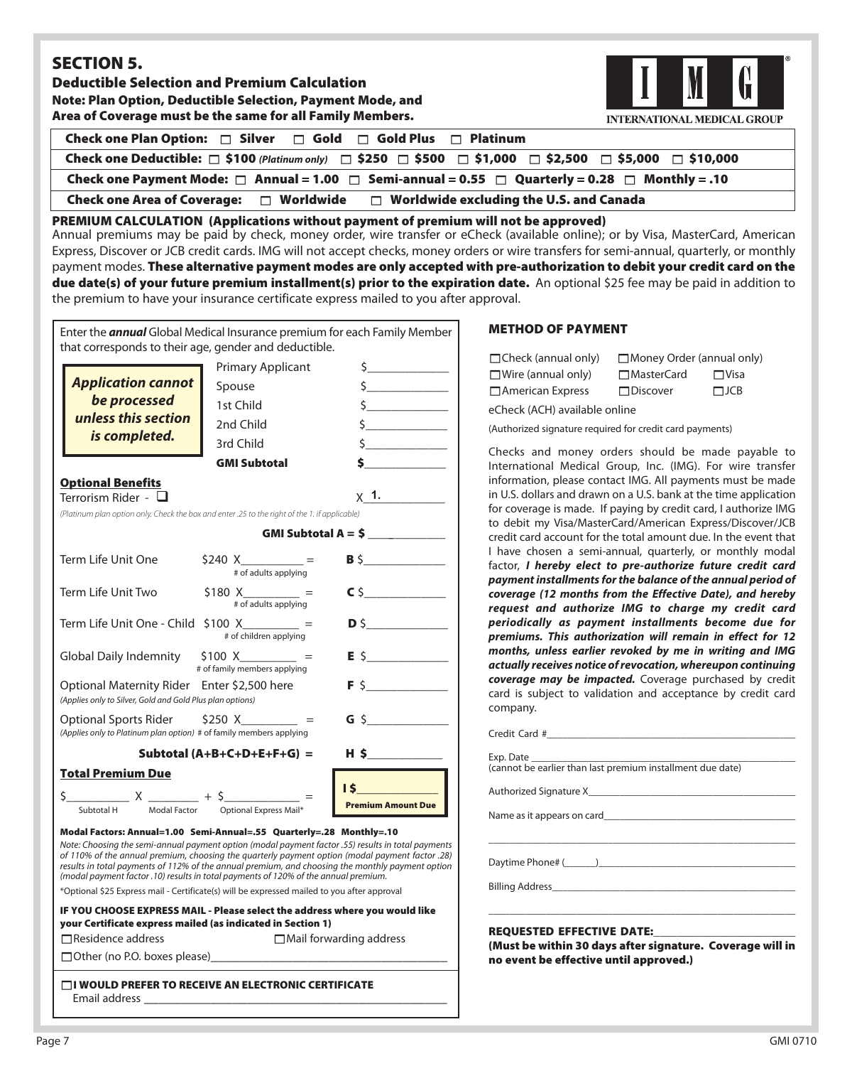## SECTION 5.

### Deductible Selection and Premium Calculation

**Note: Plan Option, Deductible Selection, Payment Mode, and Area of Coverage must be the same for all Family Members.**

INTERNATIONAL MEDICAL GROUP

**Check one Plan Option:** ☐ Silver ☐ Gold ☐ Gold Plus ☐ Platinum

**Check one Deductible:** ☐ $100 *(Platinum only)* ☐ $250 ☐ $500 ☐ $1,000 ☐ $2,500 ☐ $5,000 ☐ $10,000

**Check one Payment Mode:** ☐ Annual = 1.00 ☐ Semi-annual = 0.55 ☐ Quarterly = 0.28 ☐ Monthly = .10

**Check one Area of Coverage:** ☐ Worldwide ☐ Worldwide excluding the U.S. and Canada

**PREMIUM CALCULATION (Applications without payment of premium will not be approved)**

Annual premiums may be paid by check, money order, wire transfer or eCheck (available online); or by Visa, MasterCard, American Express, Discover or JCB credit cards. IMG will not accept checks, money orders or wire transfers for semi-annual, quarterly, or monthly payment modes. **These alternative payment modes are only accepted with pre-authorization to debit your credit card on the due date(s) of your future premium installment(s) prior to the expiration date.** An optional $25 fee may be paid in addition to the premium to have your insurance certificate express mailed to you after approval.

Enter the ***annual*** Global Medical Insurance premium for each Family Member that corresponds to their age, gender and deductible.

***Application cannot be processed unless this section is completed.***

| | |
|---|---|
| Primary Applicant | $______ |
| Spouse | $______ |
| 1st Child | $______ |
| 2nd Child | $______ |
| 3rd Child | $______ |
| **GMI Subtotal** | **$______** |

**Optional Benefits**

Terrorism Rider - ☐ X 1.______

*(Platinum plan option only. Check the box and enter .25 to the right of the 1. if applicable)*

**GMI Subtotal A = $ ______**

| | | |
|---|---|---|
| Term Life Unit One | $240 X______ = (# of adults applying) | **B** $______ |
| Term Life Unit Two | $180 X______ = (# of adults applying) | **C** $______ |
| Term Life Unit One - Child | $100 X______ = (# of children applying) | **D** $______ |
| Global Daily Indemnity | $100 X______ = (# of family members applying) | **E** $______ |
| Optional Maternity Rider *(Applies only to Silver, Gold and Gold Plus plan options)* | Enter $2,500 here | **F** $______ |
| Optional Sports Rider *(Applies only to Platinum plan option)* | $250 X______ = (# of family members applying) | **G** $______ |
| **Subtotal (A+B+C+D+E+F+G) =** | | **H $______** |

**Total Premium Due**

$______ (Subtotal H) X ______ (Modal Factor) + $______ (Optional Express Mail*) = **I $______ Premium Amount Due**

**Modal Factors: Annual=1.00 Semi-Annual=.55 Quarterly=.28 Monthly=.10**

*Note: Choosing the semi-annual payment option (modal payment factor .55) results in total payments of 110% of the annual premium, choosing the quarterly payment option (modal payment factor .28) results in total payments of 112% of the annual premium, and choosing the monthly payment option (modal payment factor .10) results in total payments of 120% of the annual premium.*

*Optional $25 Express mail - Certificate(s) will be expressed mailed to you after approval

**IF YOU CHOOSE EXPRESS MAIL - Please select the address where you would like your Certificate express mailed (as indicated in Section 1)**

☐ Residence address ☐ Mail forwarding address

☐ Other (no P.O. boxes please)______

☐ **I WOULD PREFER TO RECEIVE AN ELECTRONIC CERTIFICATE**

Email address ______

**METHOD OF PAYMENT**

☐ Check (annual only) ☐ Money Order (annual only)
☐ Wire (annual only) ☐ MasterCard ☐ Visa
☐ American Express ☐ Discover ☐ JCB

eCheck (ACH) available online

(Authorized signature required for credit card payments)

Checks and money orders should be made payable to International Medical Group, Inc. (IMG). For wire transfer information, please contact IMG. All payments must be made in U.S. dollars and drawn on a U.S. bank at the time application for coverage is made. If paying by credit card, I authorize IMG to debit my Visa/MasterCard/American Express/Discover/JCB credit card account for the total amount due. In the event that I have chosen a semi-annual, quarterly, or monthly modal factor, ***I hereby elect to pre-authorize future credit card payment installments for the balance of the annual period of coverage (12 months from the Effective Date), and hereby request and authorize IMG to charge my credit card periodically as payment installments become due for premiums. This authorization will remain in effect for 12 months, unless earlier revoked by me in writing and IMG actually receives notice of revocation, whereupon continuing coverage may be impacted.*** Coverage purchased by credit card is subject to validation and acceptance by credit card company.

Credit Card #______

Exp. Date ______
(cannot be earlier than last premium installment due date)

Authorized Signature X______

Name as it appears on card______

______

Daytime Phone# (____)______

Billing Address______

______

**REQUESTED EFFECTIVE DATE:______**

**(Must be within 30 days after signature. Coverage will in no event be effective until approved.)**

GMI 0710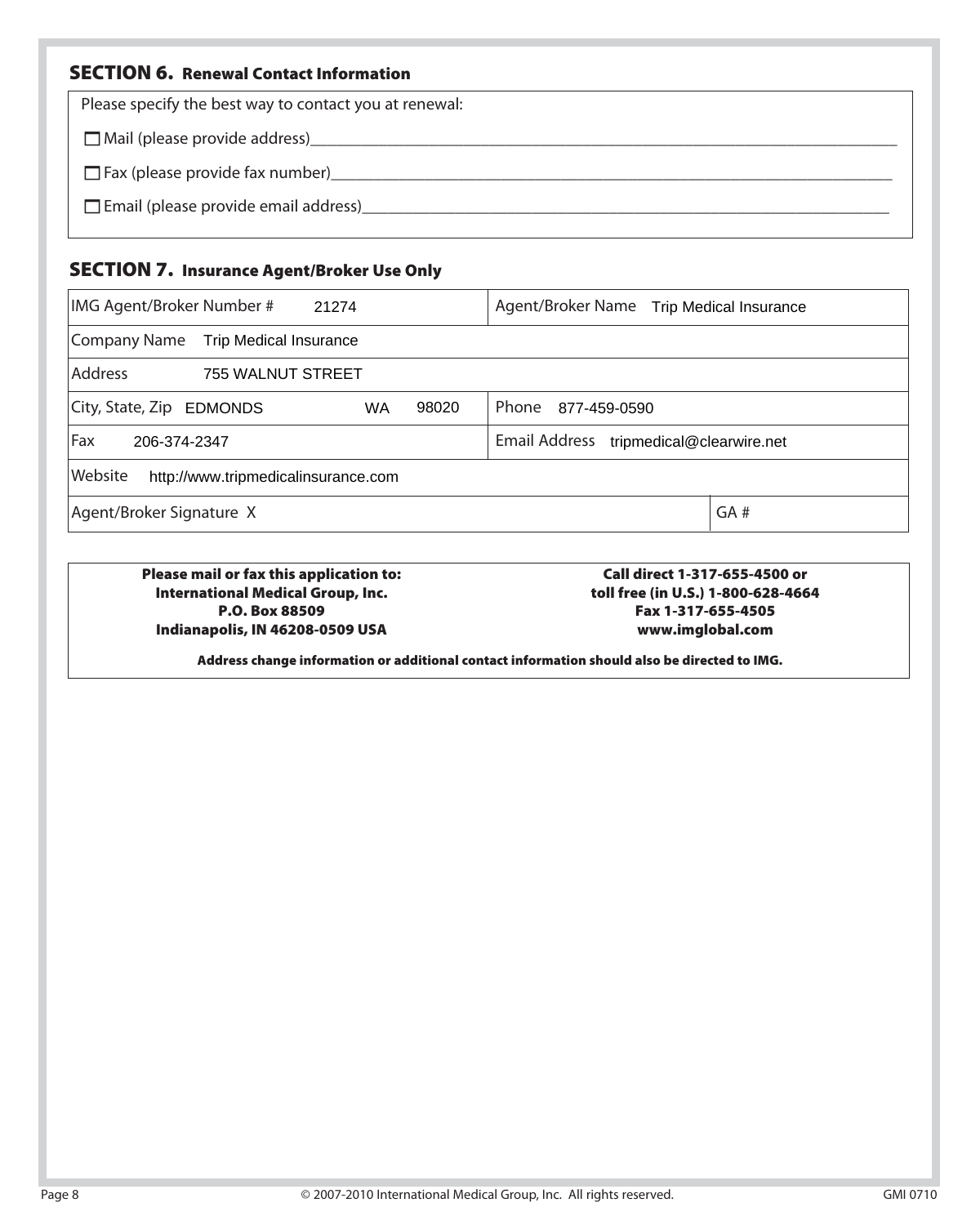## SECTION 6. Renewal Contact Information

Please specify the best way to contact you at renewal:

☐ Mail (please provide address)\_\_\_\_\_\_\_\_\_\_\_\_\_\_\_\_\_\_\_\_\_\_\_\_\_\_\_\_\_\_\_\_\_\_\_\_\_\_\_\_

☐ Fax (please provide fax number)\_\_\_\_\_\_\_\_\_\_\_\_\_\_\_\_\_\_\_\_\_\_\_\_\_\_\_\_\_\_\_\_\_\_\_\_\_\_

☐ Email (please provide email address)\_\_\_\_\_\_\_\_\_\_\_\_\_\_\_\_\_\_\_\_\_\_\_\_\_\_\_\_\_\_\_\_\_\_\_\_

## SECTION 7. Insurance Agent/Broker Use Only

| | |
|---|---|
| IMG Agent/Broker Number # 21274 | Agent/Broker Name Trip Medical Insurance |
| Company Name Trip Medical Insurance | |
| Address 755 WALNUT STREET | |
| City, State, Zip EDMONDS WA 98020 | Phone 877-459-0590 |
| Fax 206-374-2347 | Email Address tripmedical@clearwire.net |
| Website http://www.tripmedicalinsurance.com | |
| Agent/Broker Signature X | GA # |

**Please mail or fax this application to:**
**International Medical Group, Inc.**
**P.O. Box 88509**
**Indianapolis, IN 46208-0509 USA**

**Call direct 1-317-655-4500 or**
**toll free (in U.S.) 1-800-628-4664**
**Fax 1-317-655-4505**
**www.imglobal.com**

**Address change information or additional contact information should also be directed to IMG.**

© 2007-2010 International Medical Group, Inc. All rights reserved.

GMI 0710